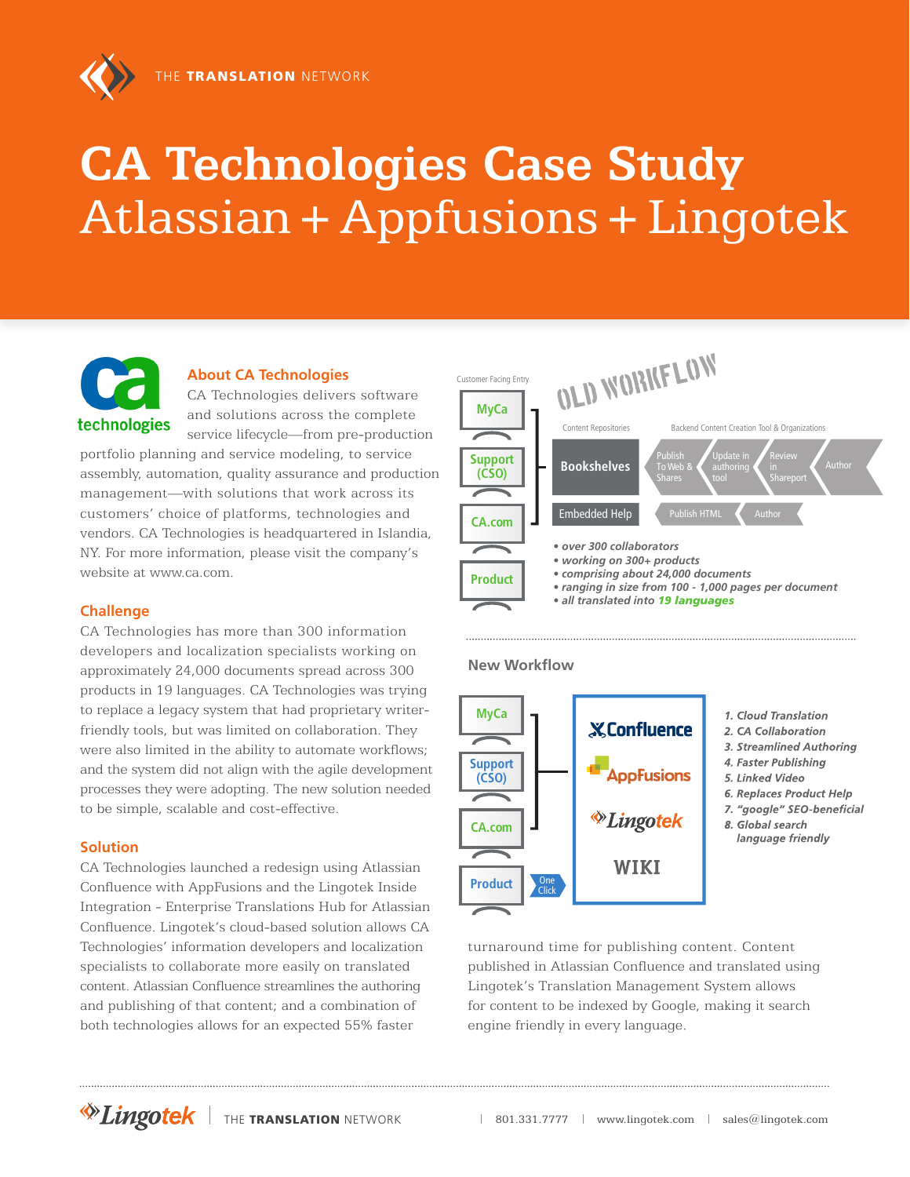THE **TRANSLATION** NETWORK

# CA Technologies Case Study

## Atlassian + Appfusions + Lingotek

### About CA Technologies

CA Technologies delivers software and solutions across the complete service lifecycle—from pre-production portfolio planning and service modeling, to service assembly, automation, quality assurance and production management—with solutions that work across its customers' choice of platforms, technologies and vendors. CA Technologies is headquartered in Islandia, NY. For more information, please visit the company's website at www.ca.com.

### Challenge

CA Technologies has more than 300 information developers and localization specialists working on approximately 24,000 documents spread across 300 products in 19 languages. CA Technologies was trying to replace a legacy system that had proprietary writer-friendly tools, but was limited on collaboration. They were also limited in the ability to automate workflows; and the system did not align with the agile development processes they were adopting. The new solution needed to be simple, scalable and cost-effective.

### Solution

CA Technologies launched a redesign using Atlassian Confluence with AppFusions and the Lingotek Inside Integration - Enterprise Translations Hub for Atlassian Confluence. Lingotek's cloud-based solution allows CA Technologies' information developers and localization specialists to collaborate more easily on translated content. Atlassian Confluence streamlines the authoring and publishing of that content; and a combination of both technologies allows for an expected 55% faster turnaround time for publishing content. Content published in Atlassian Confluence and translated using Lingotek's Translation Management System allows for content to be indexed by Google, making it search engine friendly in every language.

**OLD WORKFLOW**

Customer Facing Entry: MyCa, Support (CSO), CA.com, Product

Content Repositories: Bookshelves, Embedded Help

Backend Content Creation Tool & Organizations:

- Bookshelves: Publish To Web & Shares ← Update in authoring tool ← Review in Shareport ← Author
- Embedded Help: Publish HTML ← Author

- *over 300 collaborators*
- *working on 300+ products*
- *comprising about 24,000 documents*
- *ranging in size from 100 - 1,000 pages per document*
- *all translated into 19 languages*

**New Workflow**

MyCa, Support (CSO), CA.com, Product (One Click) → Confluence, AppFusions, Lingotek, WIKI

1. *Cloud Translation*
2. *CA Collaboration*
3. *Streamlined Authoring*
4. *Faster Publishing*
5. *Linked Video*
6. *Replaces Product Help*
7. *"google" SEO-beneficial*
8. *Global search language friendly*

Lingotek | THE **TRANSLATION** NETWORK | 801.331.7777 | www.lingotek.com | sales@lingotek.com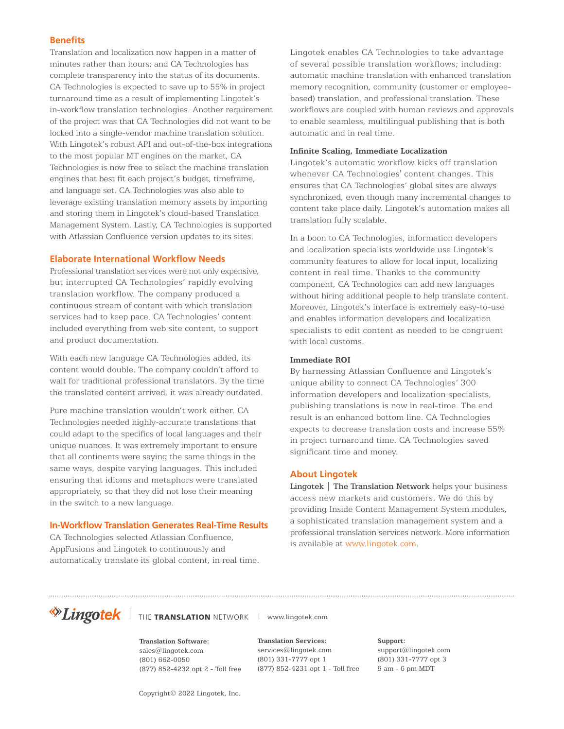## Benefits

Translation and localization now happen in a matter of minutes rather than hours; and CA Technologies has complete transparency into the status of its documents. CA Technologies is expected to save up to 55% in project turnaround time as a result of implementing Lingotek's in-workflow translation technologies. Another requirement of the project was that CA Technologies did not want to be locked into a single-vendor machine translation solution. With Lingotek's robust API and out-of-the-box integrations to the most popular MT engines on the market, CA Technologies is now free to select the machine translation engines that best fit each project's budget, timeframe, and language set. CA Technologies was also able to leverage existing translation memory assets by importing and storing them in Lingotek's cloud-based Translation Management System. Lastly, CA Technologies is supported with Atlassian Confluence version updates to its sites.

## Elaborate International Workflow Needs

Professional translation services were not only expensive, but interrupted CA Technologies' rapidly evolving translation workflow. The company produced a continuous stream of content with which translation services had to keep pace. CA Technologies' content included everything from web site content, to support and product documentation.

With each new language CA Technologies added, its content would double. The company couldn't afford to wait for traditional professional translators. By the time the translated content arrived, it was already outdated.

Pure machine translation wouldn't work either. CA Technologies needed highly-accurate translations that could adapt to the specifics of local languages and their unique nuances. It was extremely important to ensure that all continents were saying the same things in the same ways, despite varying languages. This included ensuring that idioms and metaphors were translated appropriately, so that they did not lose their meaning in the switch to a new language.

## In-Workflow Translation Generates Real-Time Results

CA Technologies selected Atlassian Confluence, AppFusions and Lingotek to continuously and automatically translate its global content, in real time.

Lingotek enables CA Technologies to take advantage of several possible translation workflows; including: automatic machine translation with enhanced translation memory recognition, community (customer or employee-based) translation, and professional translation. These workflows are coupled with human reviews and approvals to enable seamless, multilingual publishing that is both automatic and in real time.

### Infinite Scaling, Immediate Localization

Lingotek's automatic workflow kicks off translation whenever CA Technologies' content changes. This ensures that CA Technologies' global sites are always synchronized, even though many incremental changes to content take place daily. Lingotek's automation makes all translation fully scalable.

In a boon to CA Technologies, information developers and localization specialists worldwide use Lingotek's community features to allow for local input, localizing content in real time. Thanks to the community component, CA Technologies can add new languages without hiring additional people to help translate content. Moreover, Lingotek's interface is extremely easy-to-use and enables information developers and localization specialists to edit content as needed to be congruent with local customs.

### Immediate ROI

By harnessing Atlassian Confluence and Lingotek's unique ability to connect CA Technologies' 300 information developers and localization specialists, publishing translations is now in real-time. The end result is an enhanced bottom line. CA Technologies expects to decrease translation costs and increase 55% in project turnaround time. CA Technologies saved significant time and money.

## About Lingotek

**Lingotek | The Translation Network** helps your business access new markets and customers. We do this by providing Inside Content Management System modules, a sophisticated translation management system and a professional translation services network. More information is available at www.lingotek.com.

Lingotek | THE TRANSLATION NETWORK | www.lingotek.com

**Translation Software:**
sales@lingotek.com
(801) 662-0050
(877) 852-4232 opt 2 - Toll free

**Translation Services:**
services@lingotek.com
(801) 331-7777 opt 1
(877) 852-4231 opt 1 - Toll free

**Support:**
support@lingotek.com
(801) 331-7777 opt 3
9 am - 6 pm MDT

Copyright© 2022 Lingotek, Inc.